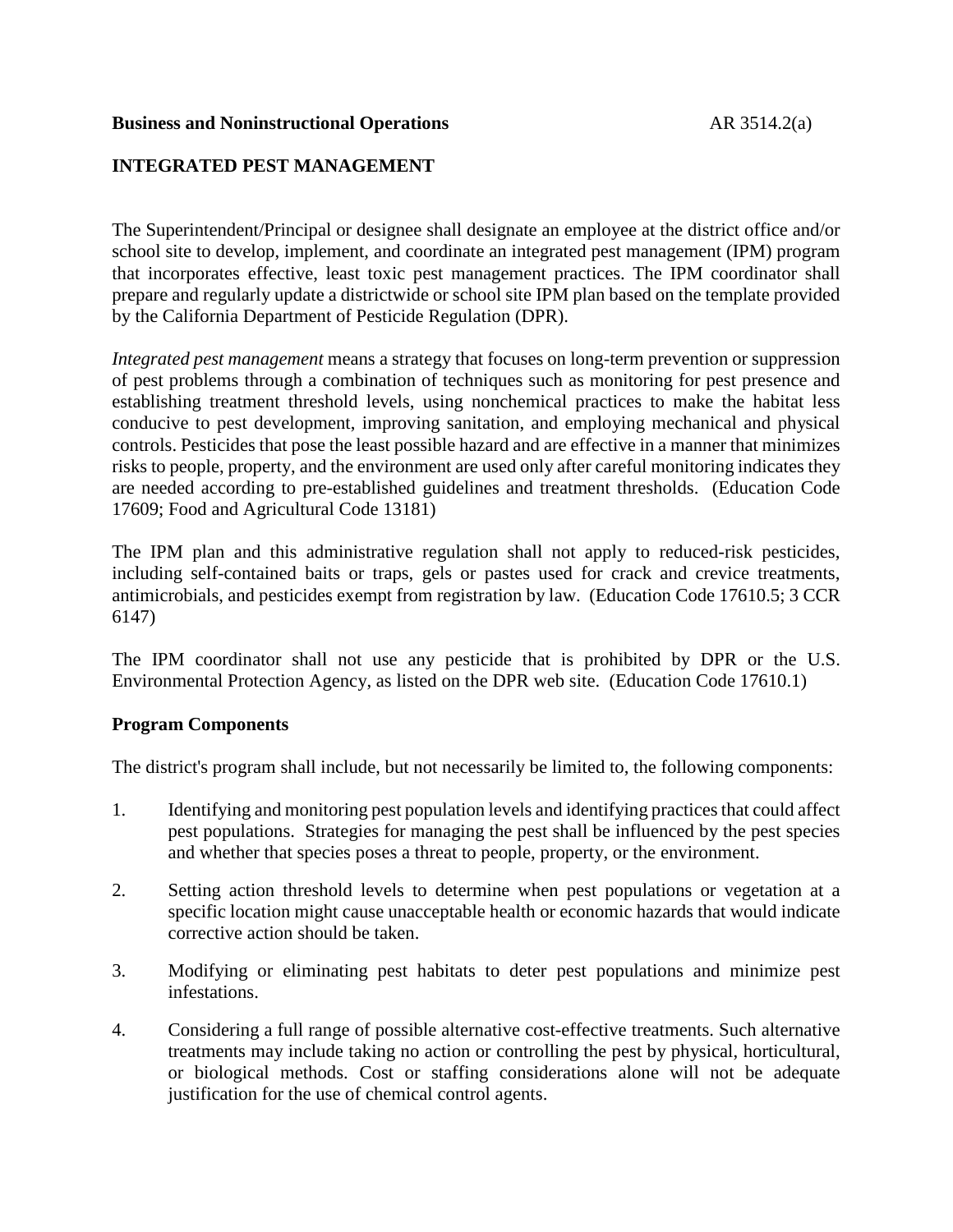**Business and Noninstructional Operations** AR 3514.2(a)

# INTEGRATED PEST MANAGEMENT

The Superintendent/Principal or designee shall designate an employee at the district office and/or school site to develop, implement, and coordinate an integrated pest management (IPM) program that incorporates effective, least toxic pest management practices. The IPM coordinator shall prepare and regularly update a districtwide or school site IPM plan based on the template provided by the California Department of Pesticide Regulation (DPR).

*Integrated pest management* means a strategy that focuses on long-term prevention or suppression of pest problems through a combination of techniques such as monitoring for pest presence and establishing treatment threshold levels, using nonchemical practices to make the habitat less conducive to pest development, improving sanitation, and employing mechanical and physical controls. Pesticides that pose the least possible hazard and are effective in a manner that minimizes risks to people, property, and the environment are used only after careful monitoring indicates they are needed according to pre-established guidelines and treatment thresholds. (Education Code 17609; Food and Agricultural Code 13181)

The IPM plan and this administrative regulation shall not apply to reduced-risk pesticides, including self-contained baits or traps, gels or pastes used for crack and crevice treatments, antimicrobials, and pesticides exempt from registration by law. (Education Code 17610.5; 3 CCR 6147)

The IPM coordinator shall not use any pesticide that is prohibited by DPR or the U.S. Environmental Protection Agency, as listed on the DPR web site. (Education Code 17610.1)

## Program Components

The district's program shall include, but not necessarily be limited to, the following components:

1. Identifying and monitoring pest population levels and identifying practices that could affect pest populations. Strategies for managing the pest shall be influenced by the pest species and whether that species poses a threat to people, property, or the environment.

2. Setting action threshold levels to determine when pest populations or vegetation at a specific location might cause unacceptable health or economic hazards that would indicate corrective action should be taken.

3. Modifying or eliminating pest habitats to deter pest populations and minimize pest infestations.

4. Considering a full range of possible alternative cost-effective treatments. Such alternative treatments may include taking no action or controlling the pest by physical, horticultural, or biological methods. Cost or staffing considerations alone will not be adequate justification for the use of chemical control agents.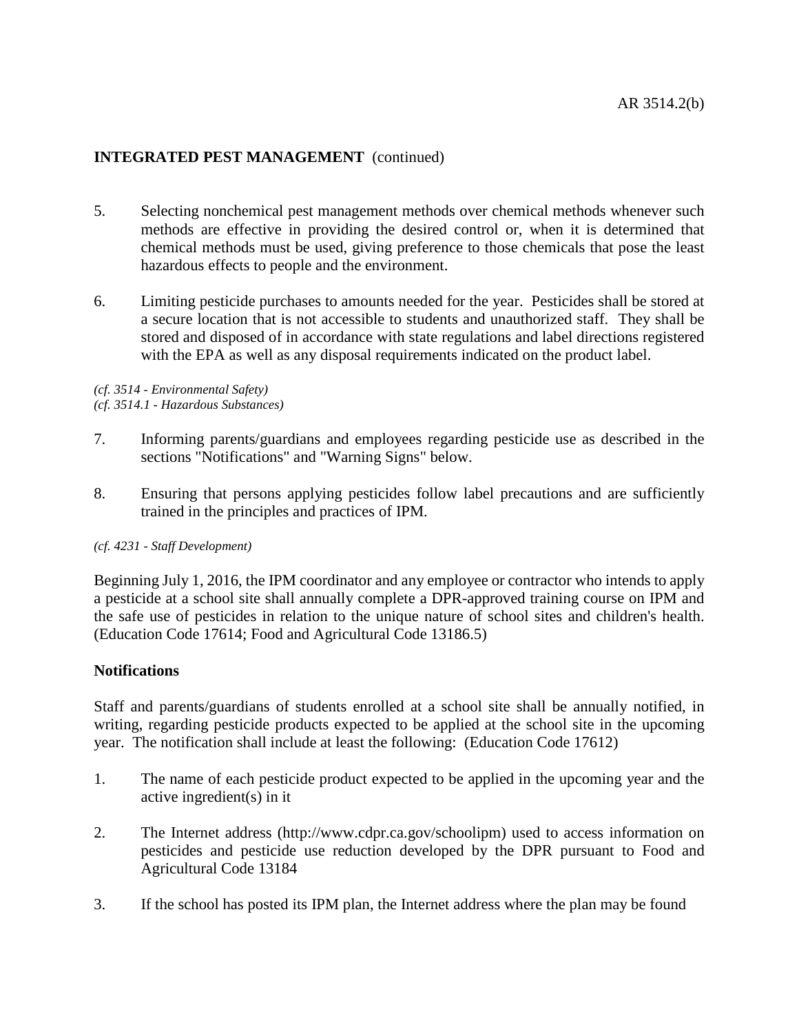## INTEGRATED PEST MANAGEMENT (continued)

5. Selecting nonchemical pest management methods over chemical methods whenever such methods are effective in providing the desired control or, when it is determined that chemical methods must be used, giving preference to those chemicals that pose the least hazardous effects to people and the environment.

6. Limiting pesticide purchases to amounts needed for the year. Pesticides shall be stored at a secure location that is not accessible to students and unauthorized staff. They shall be stored and disposed of in accordance with state regulations and label directions registered with the EPA as well as any disposal requirements indicated on the product label.

*(cf. 3514 - Environmental Safety)*
*(cf. 3514.1 - Hazardous Substances)*

7. Informing parents/guardians and employees regarding pesticide use as described in the sections "Notifications" and "Warning Signs" below.

8. Ensuring that persons applying pesticides follow label precautions and are sufficiently trained in the principles and practices of IPM.

*(cf. 4231 - Staff Development)*

Beginning July 1, 2016, the IPM coordinator and any employee or contractor who intends to apply a pesticide at a school site shall annually complete a DPR-approved training course on IPM and the safe use of pesticides in relation to the unique nature of school sites and children's health. (Education Code 17614; Food and Agricultural Code 13186.5)

**Notifications**

Staff and parents/guardians of students enrolled at a school site shall be annually notified, in writing, regarding pesticide products expected to be applied at the school site in the upcoming year. The notification shall include at least the following: (Education Code 17612)

1. The name of each pesticide product expected to be applied in the upcoming year and the active ingredient(s) in it

2. The Internet address (http://www.cdpr.ca.gov/schoolipm) used to access information on pesticides and pesticide use reduction developed by the DPR pursuant to Food and Agricultural Code 13184

3. If the school has posted its IPM plan, the Internet address where the plan may be found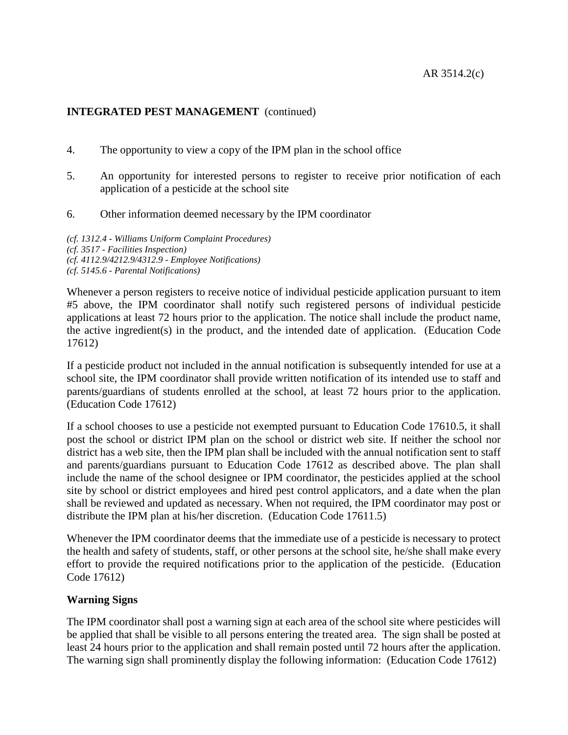## INTEGRATED PEST MANAGEMENT (continued)

4. The opportunity to view a copy of the IPM plan in the school office

5. An opportunity for interested persons to register to receive prior notification of each application of a pesticide at the school site

6. Other information deemed necessary by the IPM coordinator

*(cf. 1312.4 - Williams Uniform Complaint Procedures)*
*(cf. 3517 - Facilities Inspection)*
*(cf. 4112.9/4212.9/4312.9 - Employee Notifications)*
*(cf. 5145.6 - Parental Notifications)*

Whenever a person registers to receive notice of individual pesticide application pursuant to item #5 above, the IPM coordinator shall notify such registered persons of individual pesticide applications at least 72 hours prior to the application. The notice shall include the product name, the active ingredient(s) in the product, and the intended date of application. (Education Code 17612)

If a pesticide product not included in the annual notification is subsequently intended for use at a school site, the IPM coordinator shall provide written notification of its intended use to staff and parents/guardians of students enrolled at the school, at least 72 hours prior to the application. (Education Code 17612)

If a school chooses to use a pesticide not exempted pursuant to Education Code 17610.5, it shall post the school or district IPM plan on the school or district web site. If neither the school nor district has a web site, then the IPM plan shall be included with the annual notification sent to staff and parents/guardians pursuant to Education Code 17612 as described above. The plan shall include the name of the school designee or IPM coordinator, the pesticides applied at the school site by school or district employees and hired pest control applicators, and a date when the plan shall be reviewed and updated as necessary. When not required, the IPM coordinator may post or distribute the IPM plan at his/her discretion. (Education Code 17611.5)

Whenever the IPM coordinator deems that the immediate use of a pesticide is necessary to protect the health and safety of students, staff, or other persons at the school site, he/she shall make every effort to provide the required notifications prior to the application of the pesticide. (Education Code 17612)

### Warning Signs

The IPM coordinator shall post a warning sign at each area of the school site where pesticides will be applied that shall be visible to all persons entering the treated area. The sign shall be posted at least 24 hours prior to the application and shall remain posted until 72 hours after the application. The warning sign shall prominently display the following information: (Education Code 17612)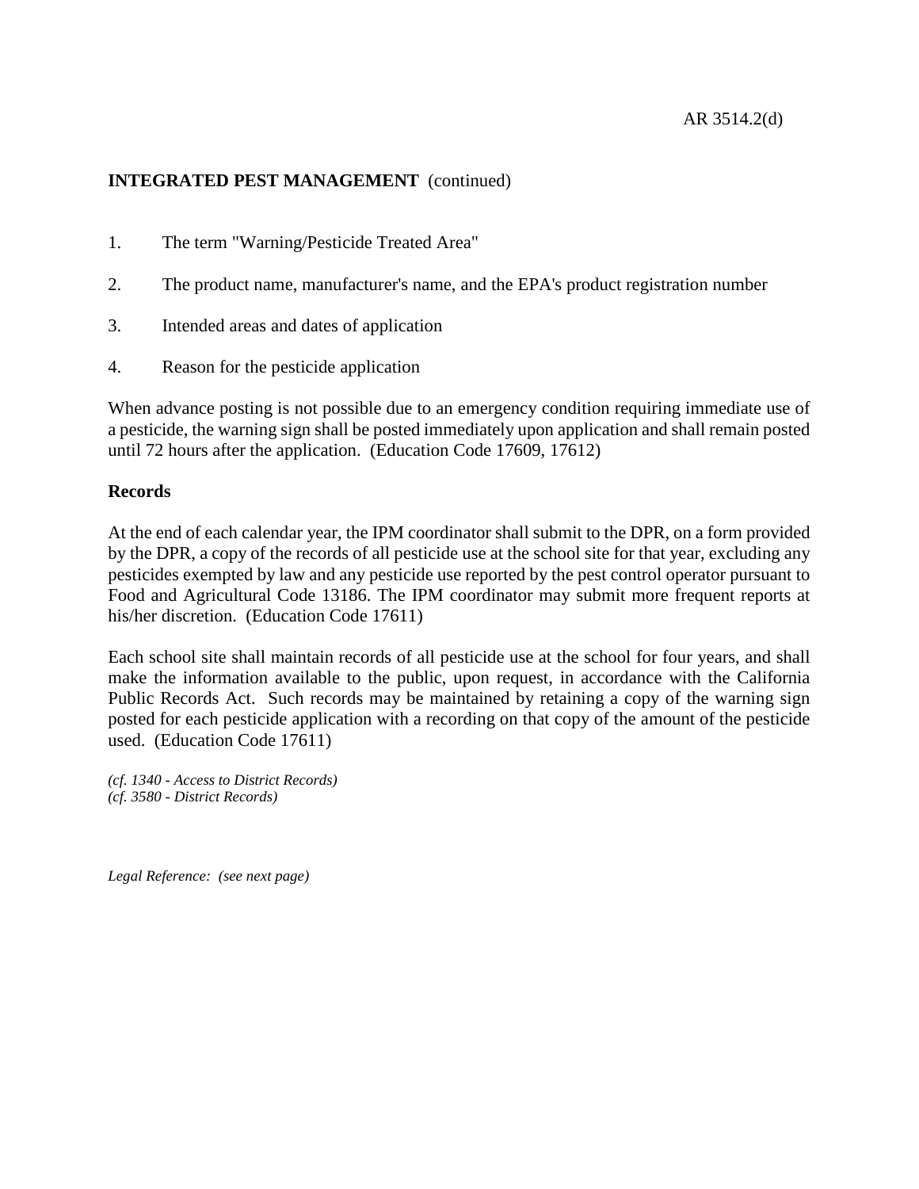**INTEGRATED PEST MANAGEMENT** (continued)

1. The term "Warning/Pesticide Treated Area"

2. The product name, manufacturer's name, and the EPA's product registration number

3. Intended areas and dates of application

4. Reason for the pesticide application

When advance posting is not possible due to an emergency condition requiring immediate use of a pesticide, the warning sign shall be posted immediately upon application and shall remain posted until 72 hours after the application. (Education Code 17609, 17612)

**Records**

At the end of each calendar year, the IPM coordinator shall submit to the DPR, on a form provided by the DPR, a copy of the records of all pesticide use at the school site for that year, excluding any pesticides exempted by law and any pesticide use reported by the pest control operator pursuant to Food and Agricultural Code 13186. The IPM coordinator may submit more frequent reports at his/her discretion. (Education Code 17611)

Each school site shall maintain records of all pesticide use at the school for four years, and shall make the information available to the public, upon request, in accordance with the California Public Records Act. Such records may be maintained by retaining a copy of the warning sign posted for each pesticide application with a recording on that copy of the amount of the pesticide used. (Education Code 17611)

*(cf. 1340 - Access to District Records)*
*(cf. 3580 - District Records)*

*Legal Reference: (see next page)*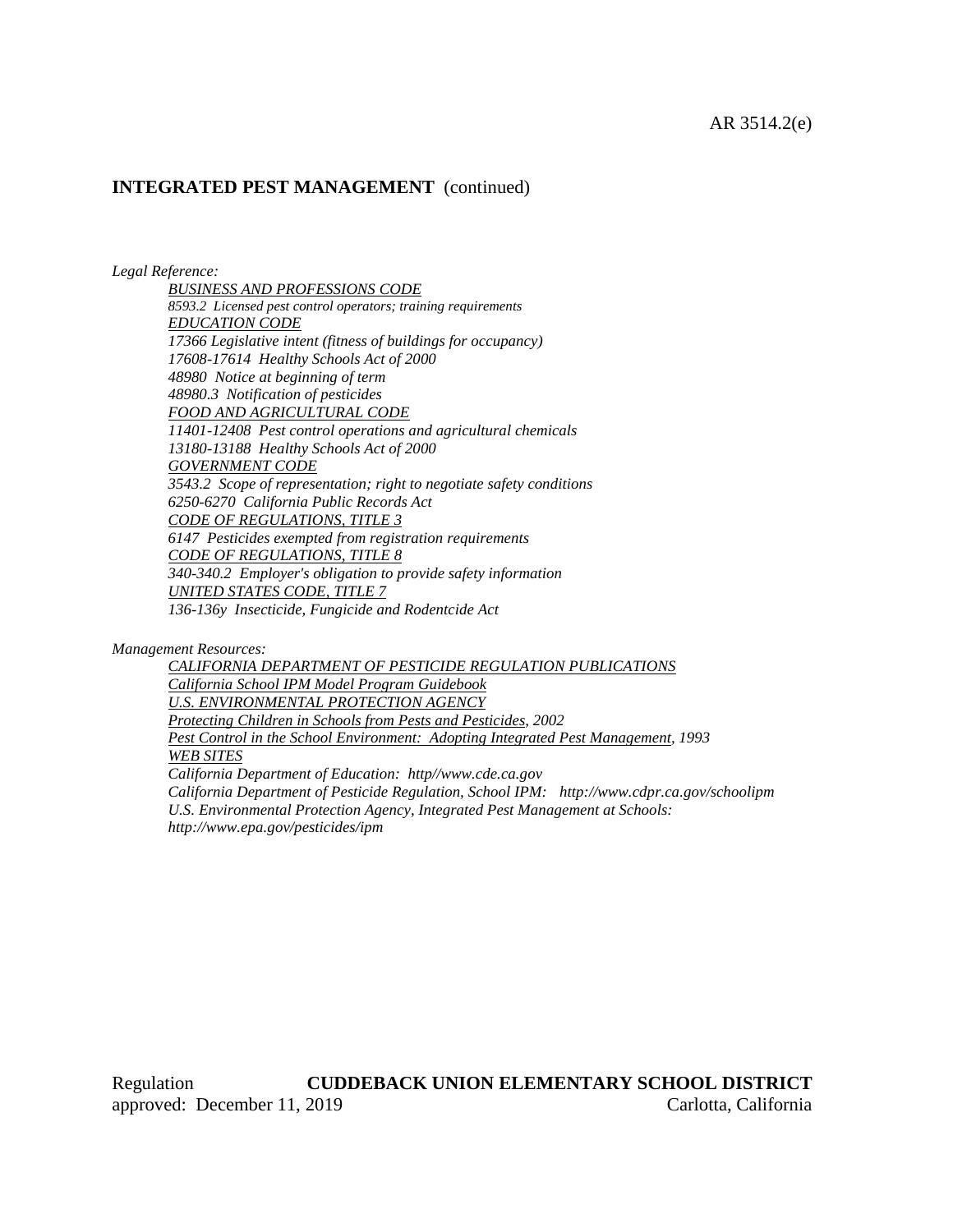## INTEGRATED PEST MANAGEMENT (continued)

*Legal Reference:*

*BUSINESS AND PROFESSIONS CODE*
*8593.2 Licensed pest control operators; training requirements*
*EDUCATION CODE*
*17366 Legislative intent (fitness of buildings for occupancy)*
*17608-17614 Healthy Schools Act of 2000*
*48980 Notice at beginning of term*
*48980.3 Notification of pesticides*
*FOOD AND AGRICULTURAL CODE*
*11401-12408 Pest control operations and agricultural chemicals*
*13180-13188 Healthy Schools Act of 2000*
*GOVERNMENT CODE*
*3543.2 Scope of representation; right to negotiate safety conditions*
*6250-6270 California Public Records Act*
*CODE OF REGULATIONS, TITLE 3*
*6147 Pesticides exempted from registration requirements*
*CODE OF REGULATIONS, TITLE 8*
*340-340.2 Employer's obligation to provide safety information*
*UNITED STATES CODE, TITLE 7*
*136-136y Insecticide, Fungicide and Rodentcide Act*

*Management Resources:*

*CALIFORNIA DEPARTMENT OF PESTICIDE REGULATION PUBLICATIONS*
*California School IPM Model Program Guidebook*
*U.S. ENVIRONMENTAL PROTECTION AGENCY*
*Protecting Children in Schools from Pests and Pesticides, 2002*
*Pest Control in the School Environment: Adopting Integrated Pest Management, 1993*
*WEB SITES*
*California Department of Education: http//www.cde.ca.gov*
*California Department of Pesticide Regulation, School IPM: http://www.cdpr.ca.gov/schoolipm*
*U.S. Environmental Protection Agency, Integrated Pest Management at Schools: http://www.epa.gov/pesticides/ipm*

Regulation approved: December 11, 2019

**CUDDEBACK UNION ELEMENTARY SCHOOL DISTRICT**
Carlotta, California